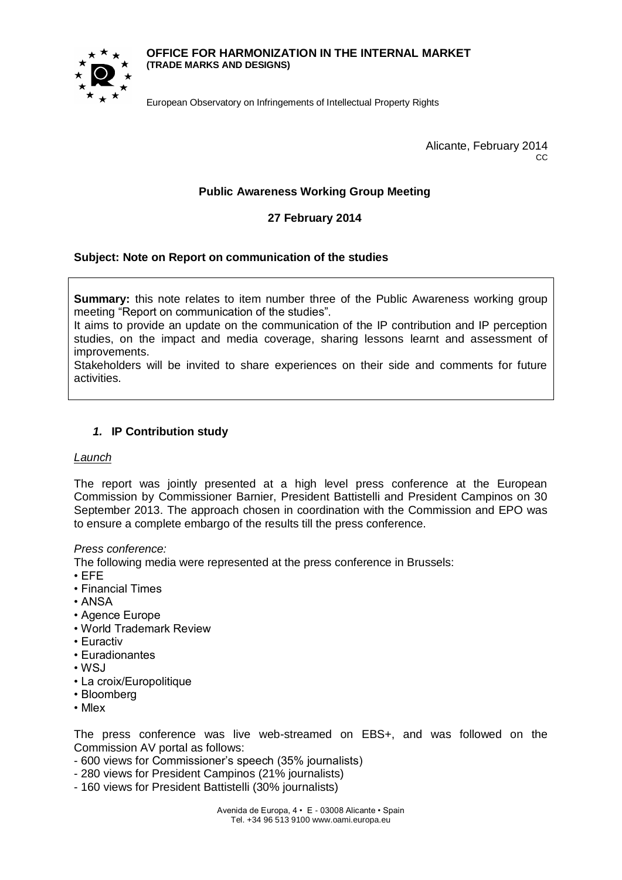**OFFICE FOR HARMONIZATION IN THE INTERNAL MARKET**
**(TRADE MARKS AND DESIGNS)**

European Observatory on Infringements of Intellectual Property Rights

Alicante, February 2014
CC

### Public Awareness Working Group Meeting

### 27 February 2014

**Subject: Note on Report on communication of the studies**

> **Summary:** this note relates to item number three of the Public Awareness working group meeting "Report on communication of the studies".
> It aims to provide an update on the communication of the IP contribution and IP perception studies, on the impact and media coverage, sharing lessons learnt and assessment of improvements.
> Stakeholders will be invited to share experiences on their side and comments for future activities.

## *1.* IP Contribution study

*Launch*

The report was jointly presented at a high level press conference at the European Commission by Commissioner Barnier, President Battistelli and President Campinos on 30 September 2013. The approach chosen in coordination with the Commission and EPO was to ensure a complete embargo of the results till the press conference.

*Press conference:*

The following media were represented at the press conference in Brussels:

- EFE
- Financial Times
- ANSA
- Agence Europe
- World Trademark Review
- Euractiv
- Euradionantes
- WSJ
- La croix/Europolitique
- Bloomberg
- Mlex

The press conference was live web-streamed on EBS+, and was followed on the Commission AV portal as follows:

- 600 views for Commissioner's speech (35% journalists)
- 280 views for President Campinos (21% journalists)
- 160 views for President Battistelli (30% journalists)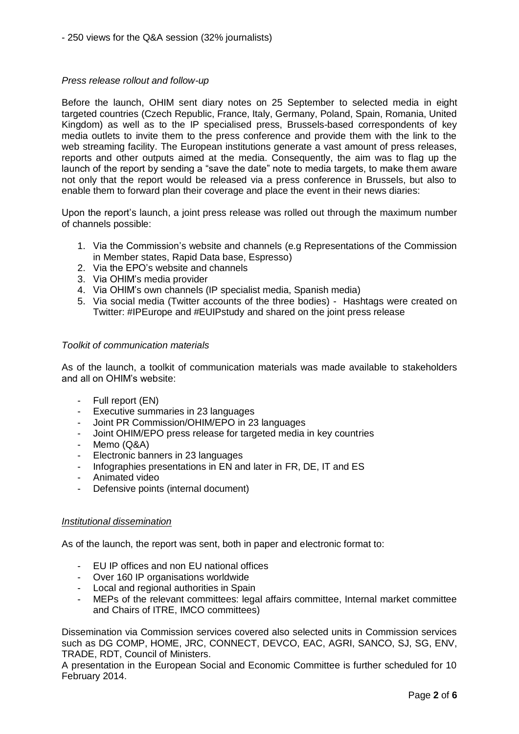- 250 views for the Q&A session (32% journalists)

*Press release rollout and follow-up*

Before the launch, OHIM sent diary notes on 25 September to selected media in eight targeted countries (Czech Republic, France, Italy, Germany, Poland, Spain, Romania, United Kingdom) as well as to the IP specialised press, Brussels-based correspondents of key media outlets to invite them to the press conference and provide them with the link to the web streaming facility. The European institutions generate a vast amount of press releases, reports and other outputs aimed at the media. Consequently, the aim was to flag up the launch of the report by sending a "save the date" note to media targets, to make them aware not only that the report would be released via a press conference in Brussels, but also to enable them to forward plan their coverage and place the event in their news diaries:

Upon the report's launch, a joint press release was rolled out through the maximum number of channels possible:

1. Via the Commission's website and channels (e.g Representations of the Commission in Member states, Rapid Data base, Espresso)
2. Via the EPO's website and channels
3. Via OHIM's media provider
4. Via OHIM's own channels (IP specialist media, Spanish media)
5. Via social media (Twitter accounts of the three bodies) - Hashtags were created on Twitter: #IPEurope and #EUIPstudy and shared on the joint press release

*Toolkit of communication materials*

As of the launch, a toolkit of communication materials was made available to stakeholders and all on OHIM's website:

- Full report (EN)
- Executive summaries in 23 languages
- Joint PR Commission/OHIM/EPO in 23 languages
- Joint OHIM/EPO press release for targeted media in key countries
- Memo (Q&A)
- Electronic banners in 23 languages
- Infographies presentations in EN and later in FR, DE, IT and ES
- Animated video
- Defensive points (internal document)

*Institutional dissemination*

As of the launch, the report was sent, both in paper and electronic format to:

- EU IP offices and non EU national offices
- Over 160 IP organisations worldwide
- Local and regional authorities in Spain
- MEPs of the relevant committees: legal affairs committee, Internal market committee and Chairs of ITRE, IMCO committees)

Dissemination via Commission services covered also selected units in Commission services such as DG COMP, HOME, JRC, CONNECT, DEVCO, EAC, AGRI, SANCO, SJ, SG, ENV, TRADE, RDT, Council of Ministers.
A presentation in the European Social and Economic Committee is further scheduled for 10 February 2014.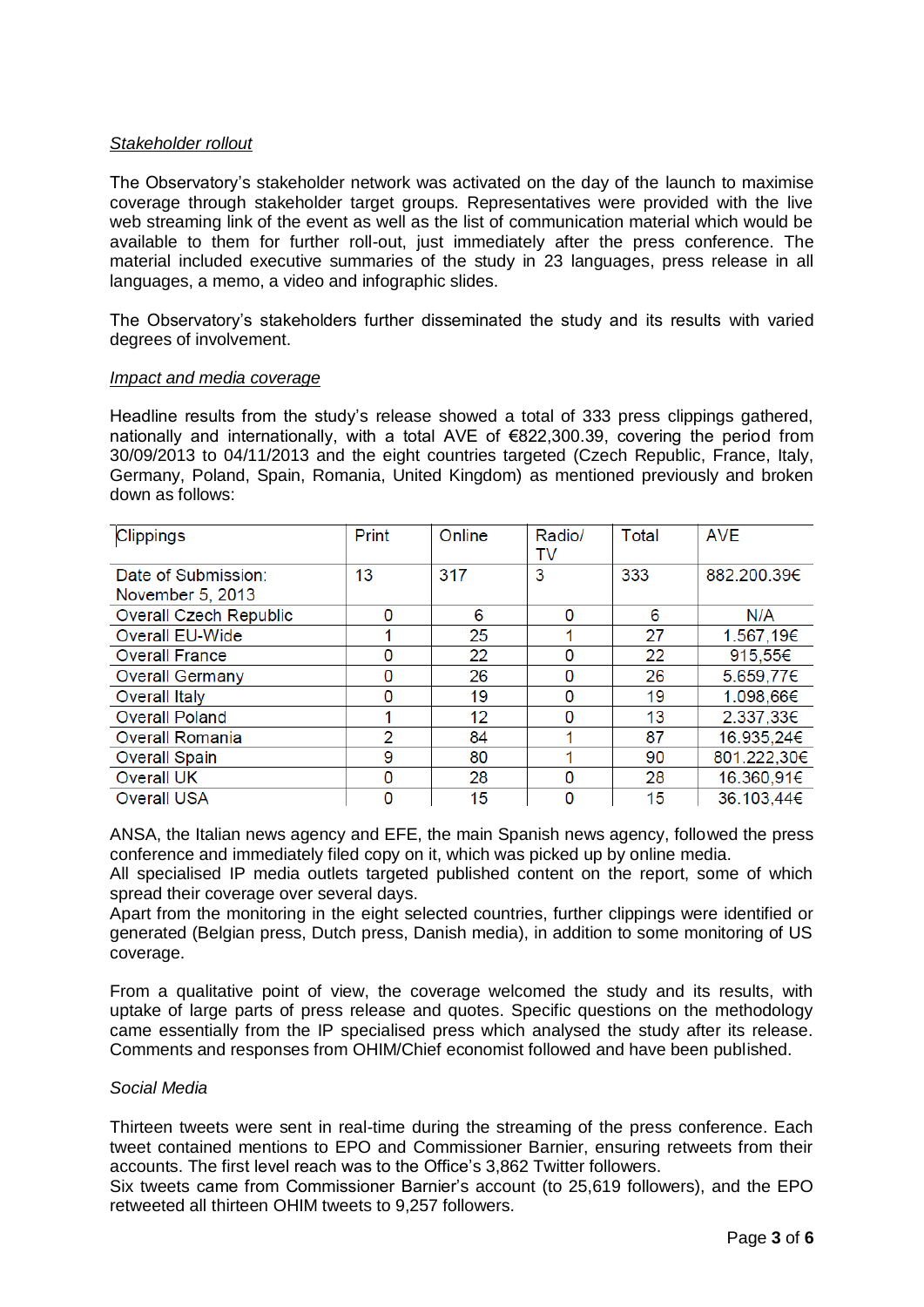*Stakeholder rollout*

The Observatory's stakeholder network was activated on the day of the launch to maximise coverage through stakeholder target groups. Representatives were provided with the live web streaming link of the event as well as the list of communication material which would be available to them for further roll-out, just immediately after the press conference. The material included executive summaries of the study in 23 languages, press release in all languages, a memo, a video and infographic slides.

The Observatory's stakeholders further disseminated the study and its results with varied degrees of involvement.

*Impact and media coverage*

Headline results from the study's release showed a total of 333 press clippings gathered, nationally and internationally, with a total AVE of €822,300.39, covering the period from 30/09/2013 to 04/11/2013 and the eight countries targeted (Czech Republic, France, Italy, Germany, Poland, Spain, Romania, United Kingdom) as mentioned previously and broken down as follows:

| Clippings | Print | Online | Radio/TV | Total | AVE |
|---|---|---|---|---|---|
| Date of Submission: November 5, 2013 | 13 | 317 | 3 | 333 | 882.200.39€ |
| Overall Czech Republic | 0 | 6 | 0 | 6 | N/A |
| Overall EU-Wide | 1 | 25 | 1 | 27 | 1.567,19€ |
| Overall France | 0 | 22 | 0 | 22 | 915,55€ |
| Overall Germany | 0 | 26 | 0 | 26 | 5.659,77€ |
| Overall Italy | 0 | 19 | 0 | 19 | 1.098,66€ |
| Overall Poland | 1 | 12 | 0 | 13 | 2.337,33€ |
| Overall Romania | 2 | 84 | 1 | 87 | 16.935,24€ |
| Overall Spain | 9 | 80 | 1 | 90 | 801.222,30€ |
| Overall UK | 0 | 28 | 0 | 28 | 16.360,91€ |
| Overall USA | 0 | 15 | 0 | 15 | 36.103,44€ |

ANSA, the Italian news agency and EFE, the main Spanish news agency, followed the press conference and immediately filed copy on it, which was picked up by online media.
All specialised IP media outlets targeted published content on the report, some of which spread their coverage over several days.
Apart from the monitoring in the eight selected countries, further clippings were identified or generated (Belgian press, Dutch press, Danish media), in addition to some monitoring of US coverage.

From a qualitative point of view, the coverage welcomed the study and its results, with uptake of large parts of press release and quotes. Specific questions on the methodology came essentially from the IP specialised press which analysed the study after its release. Comments and responses from OHIM/Chief economist followed and have been published.

*Social Media*

Thirteen tweets were sent in real-time during the streaming of the press conference. Each tweet contained mentions to EPO and Commissioner Barnier, ensuring retweets from their accounts. The first level reach was to the Office's 3,862 Twitter followers.
Six tweets came from Commissioner Barnier's account (to 25,619 followers), and the EPO retweeted all thirteen OHIM tweets to 9,257 followers.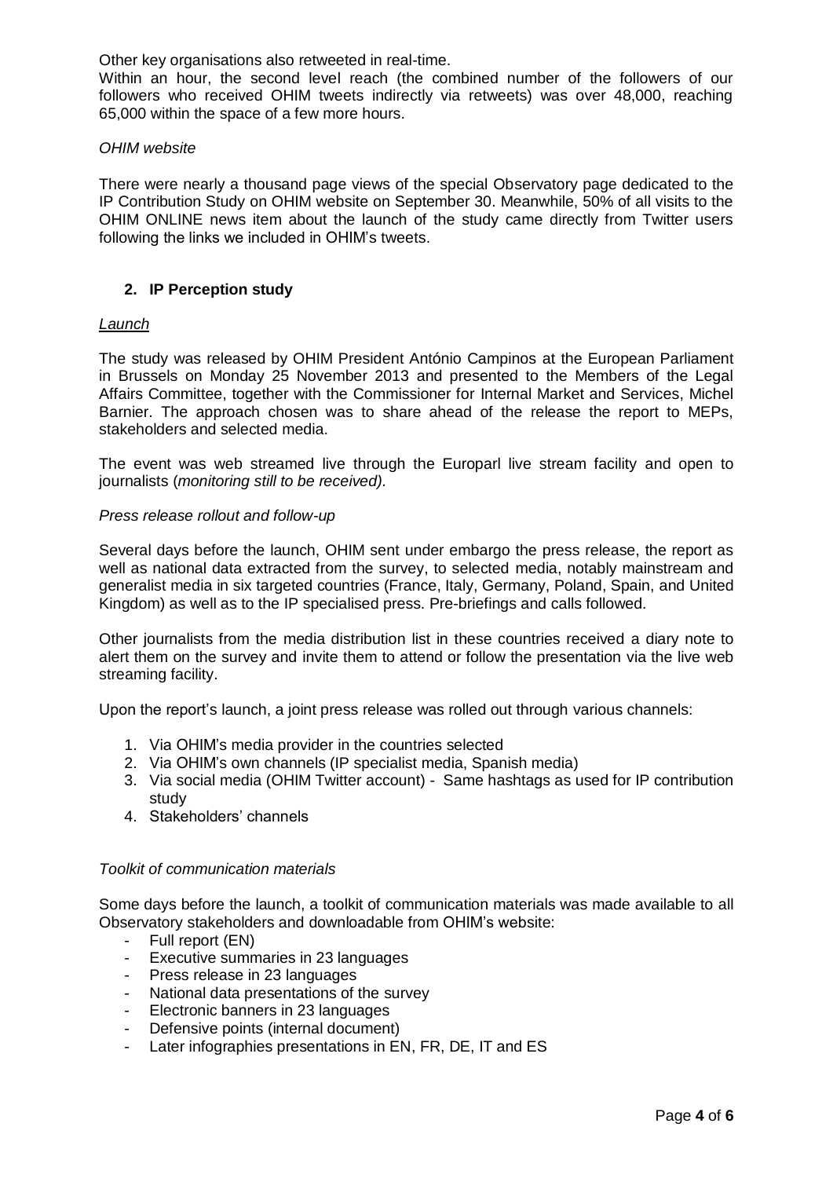Other key organisations also retweeted in real-time.

Within an hour, the second level reach (the combined number of the followers of our followers who received OHIM tweets indirectly via retweets) was over 48,000, reaching 65,000 within the space of a few more hours.

*OHIM website*

There were nearly a thousand page views of the special Observatory page dedicated to the IP Contribution Study on OHIM website on September 30. Meanwhile, 50% of all visits to the OHIM ONLINE news item about the launch of the study came directly from Twitter users following the links we included in OHIM's tweets.

## 2. IP Perception study

*Launch*

The study was released by OHIM President António Campinos at the European Parliament in Brussels on Monday 25 November 2013 and presented to the Members of the Legal Affairs Committee, together with the Commissioner for Internal Market and Services, Michel Barnier. The approach chosen was to share ahead of the release the report to MEPs, stakeholders and selected media.

The event was web streamed live through the Europarl live stream facility and open to journalists (*monitoring still to be received).*

*Press release rollout and follow-up*

Several days before the launch, OHIM sent under embargo the press release, the report as well as national data extracted from the survey, to selected media, notably mainstream and generalist media in six targeted countries (France, Italy, Germany, Poland, Spain, and United Kingdom) as well as to the IP specialised press. Pre-briefings and calls followed.

Other journalists from the media distribution list in these countries received a diary note to alert them on the survey and invite them to attend or follow the presentation via the live web streaming facility.

Upon the report's launch, a joint press release was rolled out through various channels:

1. Via OHIM's media provider in the countries selected
2. Via OHIM's own channels (IP specialist media, Spanish media)
3. Via social media (OHIM Twitter account) - Same hashtags as used for IP contribution study
4. Stakeholders' channels

*Toolkit of communication materials*

Some days before the launch, a toolkit of communication materials was made available to all Observatory stakeholders and downloadable from OHIM's website:

- Full report (EN)
- Executive summaries in 23 languages
- Press release in 23 languages
- National data presentations of the survey
- Electronic banners in 23 languages
- Defensive points (internal document)
- Later infographies presentations in EN, FR, DE, IT and ES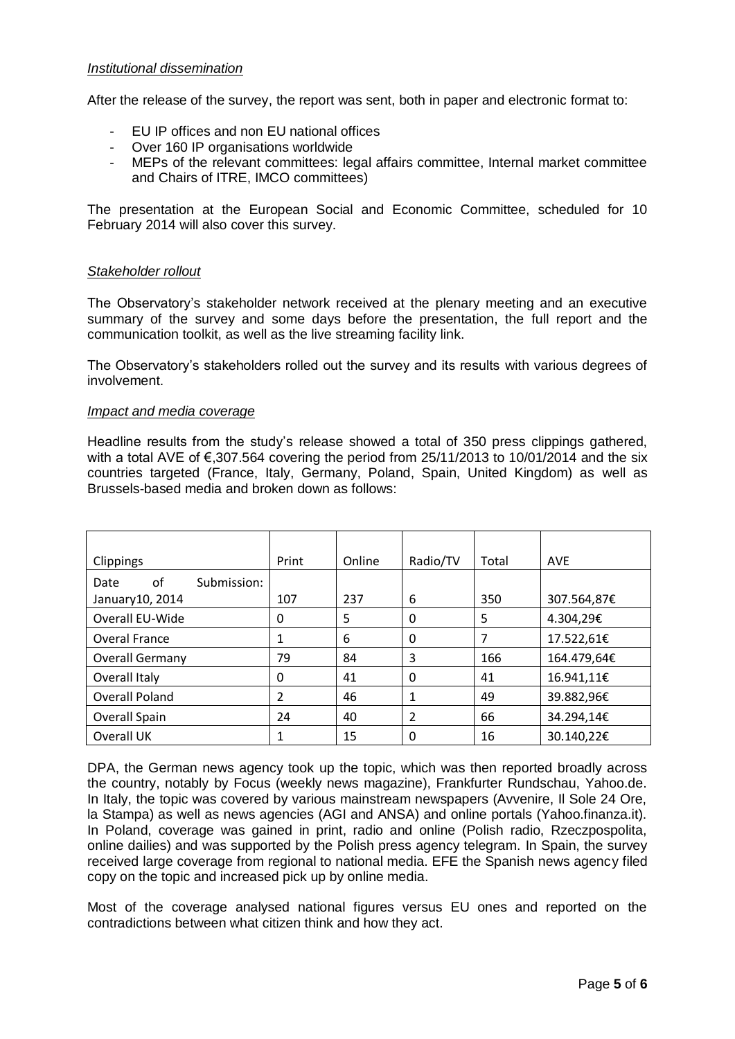*Institutional dissemination*

After the release of the survey, the report was sent, both in paper and electronic format to:

- EU IP offices and non EU national offices
- Over 160 IP organisations worldwide
- MEPs of the relevant committees: legal affairs committee, Internal market committee and Chairs of ITRE, IMCO committees)

The presentation at the European Social and Economic Committee, scheduled for 10 February 2014 will also cover this survey.

*Stakeholder rollout*

The Observatory's stakeholder network received at the plenary meeting and an executive summary of the survey and some days before the presentation, the full report and the communication toolkit, as well as the live streaming facility link.

The Observatory's stakeholders rolled out the survey and its results with various degrees of involvement.

*Impact and media coverage*

Headline results from the study's release showed a total of 350 press clippings gathered, with a total AVE of €,307.564 covering the period from 25/11/2013 to 10/01/2014 and the six countries targeted (France, Italy, Germany, Poland, Spain, United Kingdom) as well as Brussels-based media and broken down as follows:

| Clippings | Print | Online | Radio/TV | Total | AVE |
|---|---|---|---|---|---|
| Date of Submission: January10, 2014 | 107 | 237 | 6 | 350 | 307.564,87€ |
| Overall EU-Wide | 0 | 5 | 0 | 5 | 4.304,29€ |
| Overal France | 1 | 6 | 0 | 7 | 17.522,61€ |
| Overall Germany | 79 | 84 | 3 | 166 | 164.479,64€ |
| Overall Italy | 0 | 41 | 0 | 41 | 16.941,11€ |
| Overall Poland | 2 | 46 | 1 | 49 | 39.882,96€ |
| Overall Spain | 24 | 40 | 2 | 66 | 34.294,14€ |
| Overall UK | 1 | 15 | 0 | 16 | 30.140,22€ |

DPA, the German news agency took up the topic, which was then reported broadly across the country, notably by Focus (weekly news magazine), Frankfurter Rundschau, Yahoo.de. In Italy, the topic was covered by various mainstream newspapers (Avvenire, Il Sole 24 Ore, la Stampa) as well as news agencies (AGI and ANSA) and online portals (Yahoo.finanza.it). In Poland, coverage was gained in print, radio and online (Polish radio, Rzeczpospolita, online dailies) and was supported by the Polish press agency telegram. In Spain, the survey received large coverage from regional to national media. EFE the Spanish news agency filed copy on the topic and increased pick up by online media.

Most of the coverage analysed national figures versus EU ones and reported on the contradictions between what citizen think and how they act.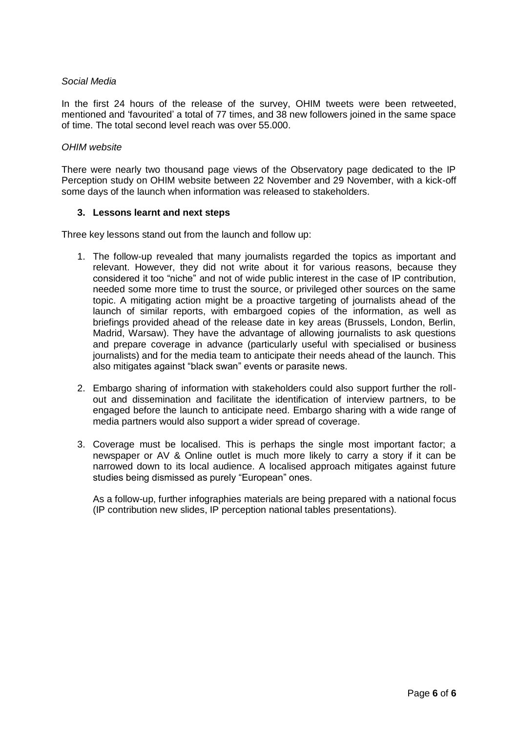*Social Media*

In the first 24 hours of the release of the survey, OHIM tweets were been retweeted, mentioned and 'favourited' a total of 77 times, and 38 new followers joined in the same space of time. The total second level reach was over 55.000.

*OHIM website*

There were nearly two thousand page views of the Observatory page dedicated to the IP Perception study on OHIM website between 22 November and 29 November, with a kick-off some days of the launch when information was released to stakeholders.

### 3. Lessons learnt and next steps

Three key lessons stand out from the launch and follow up:

1. The follow-up revealed that many journalists regarded the topics as important and relevant. However, they did not write about it for various reasons, because they considered it too "niche" and not of wide public interest in the case of IP contribution, needed some more time to trust the source, or privileged other sources on the same topic. A mitigating action might be a proactive targeting of journalists ahead of the launch of similar reports, with embargoed copies of the information, as well as briefings provided ahead of the release date in key areas (Brussels, London, Berlin, Madrid, Warsaw). They have the advantage of allowing journalists to ask questions and prepare coverage in advance (particularly useful with specialised or business journalists) and for the media team to anticipate their needs ahead of the launch. This also mitigates against "black swan" events or parasite news.

2. Embargo sharing of information with stakeholders could also support further the roll-out and dissemination and facilitate the identification of interview partners, to be engaged before the launch to anticipate need. Embargo sharing with a wide range of media partners would also support a wider spread of coverage.

3. Coverage must be localised. This is perhaps the single most important factor; a newspaper or AV & Online outlet is much more likely to carry a story if it can be narrowed down to its local audience. A localised approach mitigates against future studies being dismissed as purely "European" ones.

   As a follow-up, further infographies materials are being prepared with a national focus (IP contribution new slides, IP perception national tables presentations).